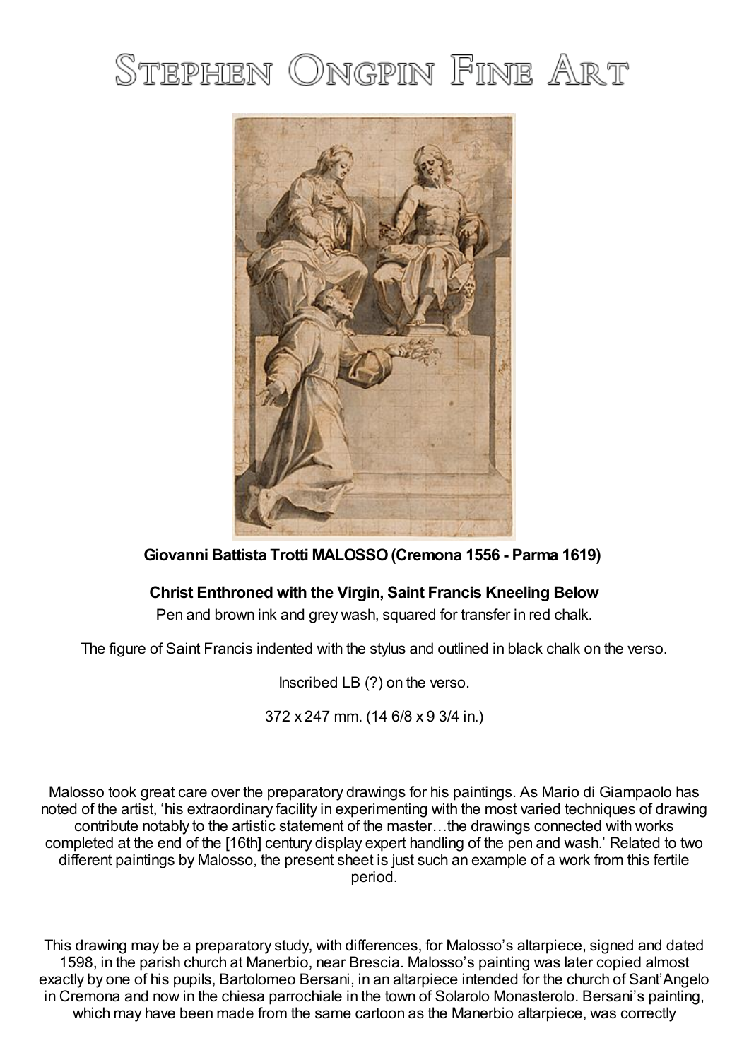# Stephen Ongpin Fine Art

**Giovanni Battista Trotti MALOSSO (Cremona 1556 - Parma 1619)**

**Christ Enthroned with the Virgin, Saint Francis Kneeling Below**

Pen and brown ink and grey wash, squared for transfer in red chalk.

The figure of Saint Francis indented with the stylus and outlined in black chalk on the verso.

Inscribed LB (?) on the verso.

372 x 247 mm. (14 6/8 x 9 3/4 in.)

Malosso took great care over the preparatory drawings for his paintings. As Mario di Giampaolo has noted of the artist, 'his extraordinary facility in experimenting with the most varied techniques of drawing contribute notably to the artistic statement of the master…the drawings connected with works completed at the end of the [16th] century display expert handling of the pen and wash.' Related to two different paintings by Malosso, the present sheet is just such an example of a work from this fertile period.

This drawing may be a preparatory study, with differences, for Malosso's altarpiece, signed and dated 1598, in the parish church at Manerbio, near Brescia. Malosso's painting was later copied almost exactly by one of his pupils, Bartolomeo Bersani, in an altarpiece intended for the church of Sant'Angelo in Cremona and now in the chiesa parrochiale in the town of Solarolo Monasterolo. Bersani's painting, which may have been made from the same cartoon as the Manerbio altarpiece, was correctly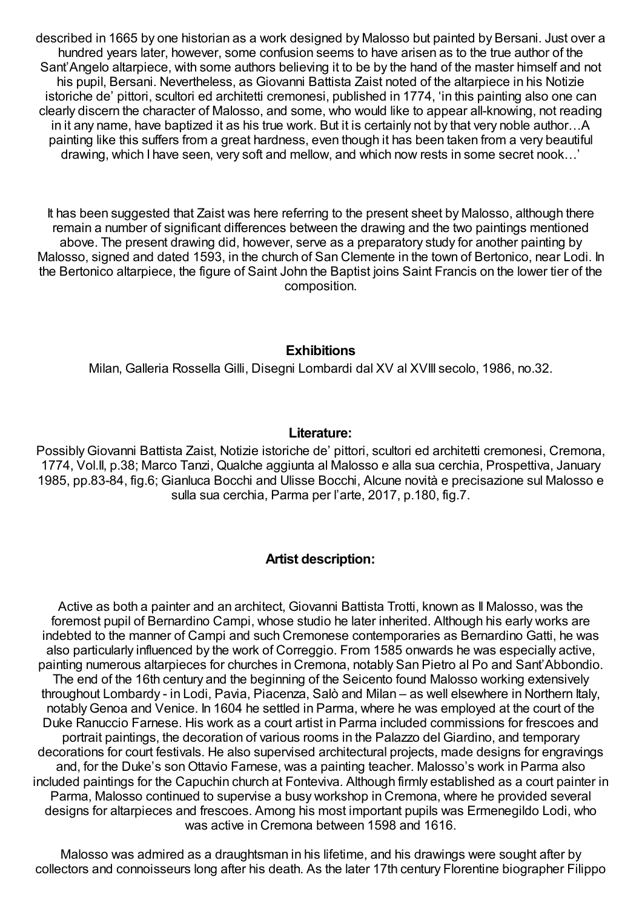described in 1665 by one historian as a work designed by Malosso but painted by Bersani. Just over a hundred years later, however, some confusion seems to have arisen as to the true author of the Sant'Angelo altarpiece, with some authors believing it to be by the hand of the master himself and not his pupil, Bersani. Nevertheless, as Giovanni Battista Zaist noted of the altarpiece in his Notizie istoriche de' pittori, scultori ed architetti cremonesi, published in 1774, 'in this painting also one can clearly discern the character of Malosso, and some, who would like to appear all-knowing, not reading in it any name, have baptized it as his true work. But it is certainly not by that very noble author…A painting like this suffers from a great hardness, even though it has been taken from a very beautiful drawing, which I have seen, very soft and mellow, and which now rests in some secret nook…'

It has been suggested that Zaist was here referring to the present sheet by Malosso, although there remain a number of significant differences between the drawing and the two paintings mentioned above. The present drawing did, however, serve as a preparatory study for another painting by Malosso, signed and dated 1593, in the church of San Clemente in the town of Bertonico, near Lodi. In the Bertonico altarpiece, the figure of Saint John the Baptist joins Saint Francis on the lower tier of the composition.

**Exhibitions**

Milan, Galleria Rossella Gilli, Disegni Lombardi dal XV al XVIII secolo, 1986, no.32.

**Literature:**

Possibly Giovanni Battista Zaist, Notizie istoriche de' pittori, scultori ed architetti cremonesi, Cremona, 1774, Vol.II, p.38; Marco Tanzi, Qualche aggiunta al Malosso e alla sua cerchia, Prospettiva, January 1985, pp.83-84, fig.6; Gianluca Bocchi and Ulisse Bocchi, Alcune novità e precisazione sul Malosso e sulla sua cerchia, Parma per l'arte, 2017, p.180, fig.7.

**Artist description:**

Active as both a painter and an architect, Giovanni Battista Trotti, known as Il Malosso, was the foremost pupil of Bernardino Campi, whose studio he later inherited. Although his early works are indebted to the manner of Campi and such Cremonese contemporaries as Bernardino Gatti, he was also particularly influenced by the work of Correggio. From 1585 onwards he was especially active, painting numerous altarpieces for churches in Cremona, notably San Pietro al Po and Sant'Abbondio. The end of the 16th century and the beginning of the Seicento found Malosso working extensively throughout Lombardy - in Lodi, Pavia, Piacenza, Salò and Milan – as well elsewhere in Northern Italy, notably Genoa and Venice. In 1604 he settled in Parma, where he was employed at the court of the Duke Ranuccio Farnese. His work as a court artist in Parma included commissions for frescoes and portrait paintings, the decoration of various rooms in the Palazzo del Giardino, and temporary decorations for court festivals. He also supervised architectural projects, made designs for engravings and, for the Duke's son Ottavio Farnese, was a painting teacher. Malosso's work in Parma also included paintings for the Capuchin church at Fonteviva. Although firmly established as a court painter in Parma, Malosso continued to supervise a busy workshop in Cremona, where he provided several designs for altarpieces and frescoes. Among his most important pupils was Ermenegildo Lodi, who was active in Cremona between 1598 and 1616.

Malosso was admired as a draughtsman in his lifetime, and his drawings were sought after by collectors and connoisseurs long after his death. As the later 17th century Florentine biographer Filippo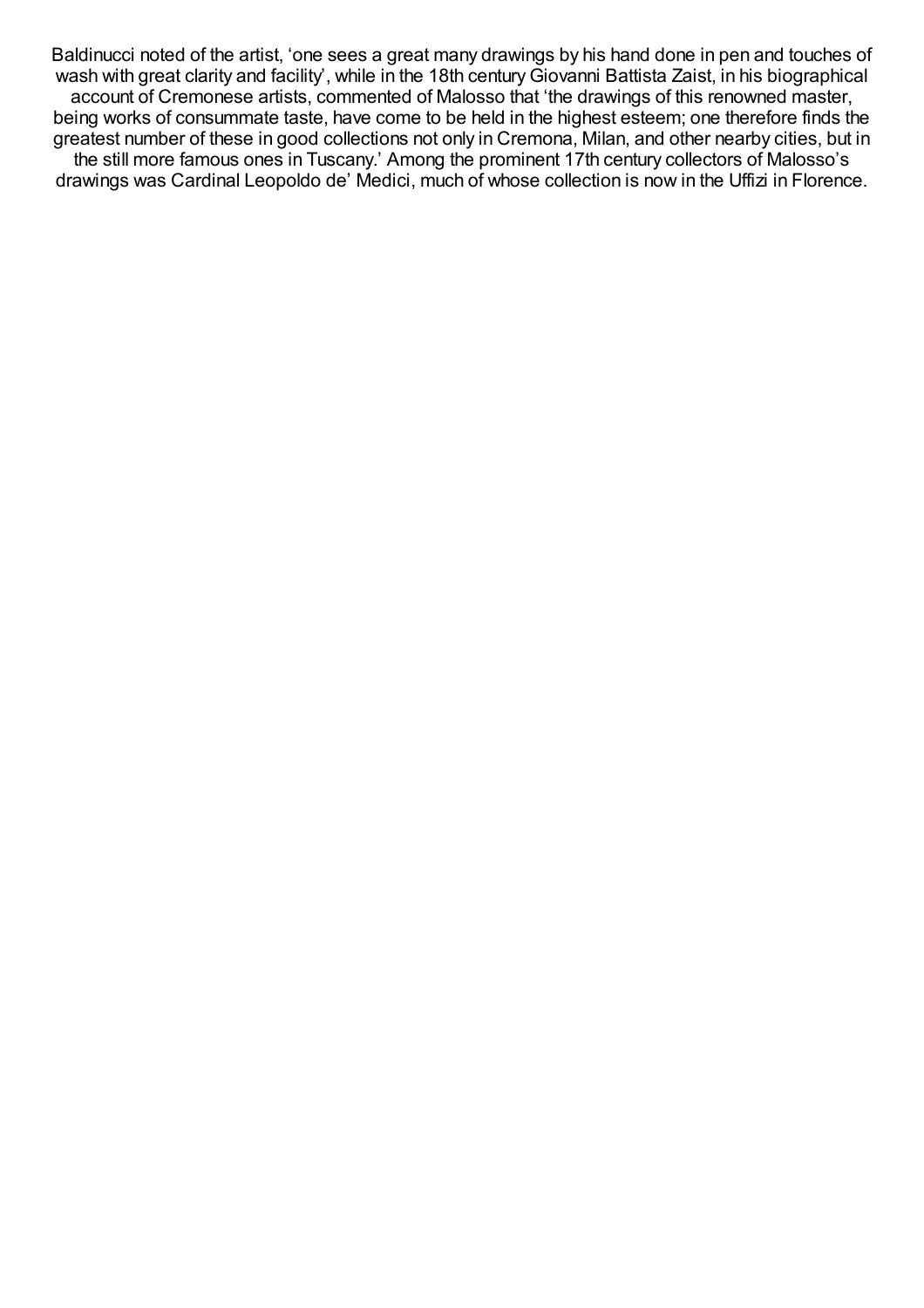Baldinucci noted of the artist, 'one sees a great many drawings by his hand done in pen and touches of wash with great clarity and facility', while in the 18th century Giovanni Battista Zaist, in his biographical account of Cremonese artists, commented of Malosso that 'the drawings of this renowned master, being works of consummate taste, have come to be held in the highest esteem; one therefore finds the greatest number of these in good collections not only in Cremona, Milan, and other nearby cities, but in the still more famous ones in Tuscany.' Among the prominent 17th century collectors of Malosso's drawings was Cardinal Leopoldo de' Medici, much of whose collection is now in the Uffizi in Florence.